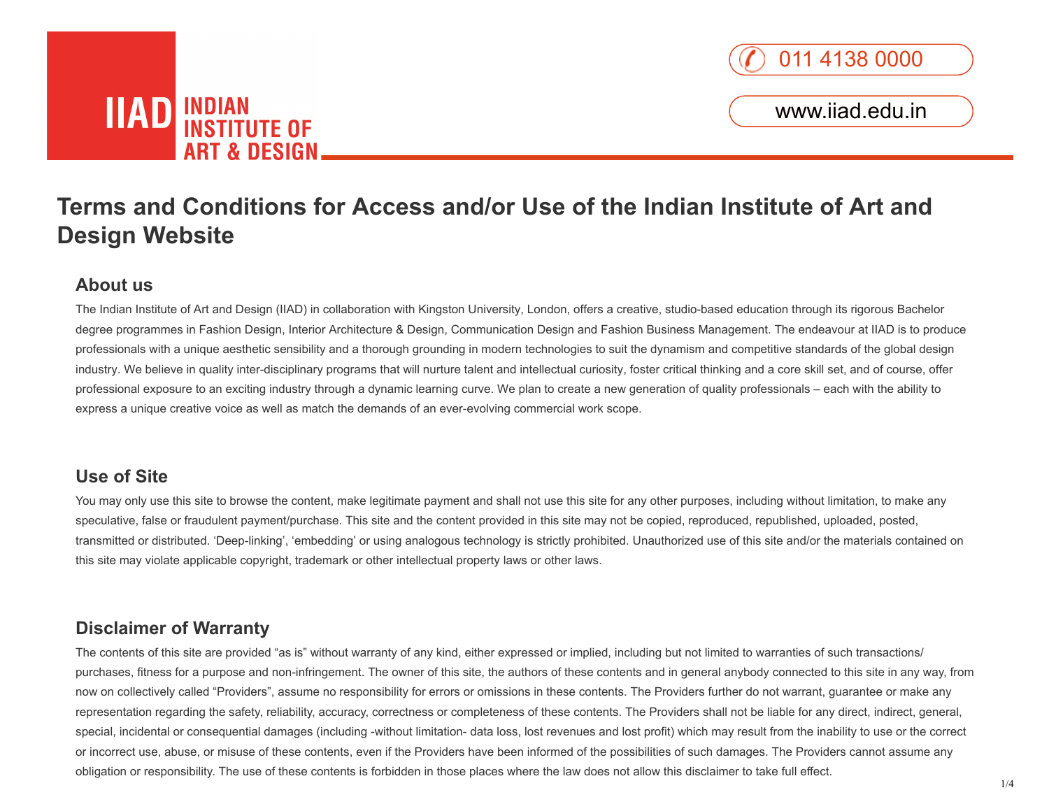IIAD INDIAN INSTITUTE OF ART & DESIGN

011 4138 0000

www.iiad.edu.in

# Terms and Conditions for Access and/or Use of the Indian Institute of Art and Design Website

## About us

The Indian Institute of Art and Design (IIAD) in collaboration with Kingston University, London, offers a creative, studio-based education through its rigorous Bachelor degree programmes in Fashion Design, Interior Architecture & Design, Communication Design and Fashion Business Management. The endeavour at IIAD is to produce professionals with a unique aesthetic sensibility and a thorough grounding in modern technologies to suit the dynamism and competitive standards of the global design industry. We believe in quality inter-disciplinary programs that will nurture talent and intellectual curiosity, foster critical thinking and a core skill set, and of course, offer professional exposure to an exciting industry through a dynamic learning curve. We plan to create a new generation of quality professionals – each with the ability to express a unique creative voice as well as match the demands of an ever-evolving commercial work scope.

## Use of Site

You may only use this site to browse the content, make legitimate payment and shall not use this site for any other purposes, including without limitation, to make any speculative, false or fraudulent payment/purchase. This site and the content provided in this site may not be copied, reproduced, republished, uploaded, posted, transmitted or distributed. 'Deep-linking', 'embedding' or using analogous technology is strictly prohibited. Unauthorized use of this site and/or the materials contained on this site may violate applicable copyright, trademark or other intellectual property laws or other laws.

## Disclaimer of Warranty

The contents of this site are provided "as is" without warranty of any kind, either expressed or implied, including but not limited to warranties of such transactions/ purchases, fitness for a purpose and non-infringement. The owner of this site, the authors of these contents and in general anybody connected to this site in any way, from now on collectively called "Providers", assume no responsibility for errors or omissions in these contents. The Providers further do not warrant, guarantee or make any representation regarding the safety, reliability, accuracy, correctness or completeness of these contents. The Providers shall not be liable for any direct, indirect, general, special, incidental or consequential damages (including -without limitation- data loss, lost revenues and lost profit) which may result from the inability to use or the correct or incorrect use, abuse, or misuse of these contents, even if the Providers have been informed of the possibilities of such damages. The Providers cannot assume any obligation or responsibility. The use of these contents is forbidden in those places where the law does not allow this disclaimer to take full effect.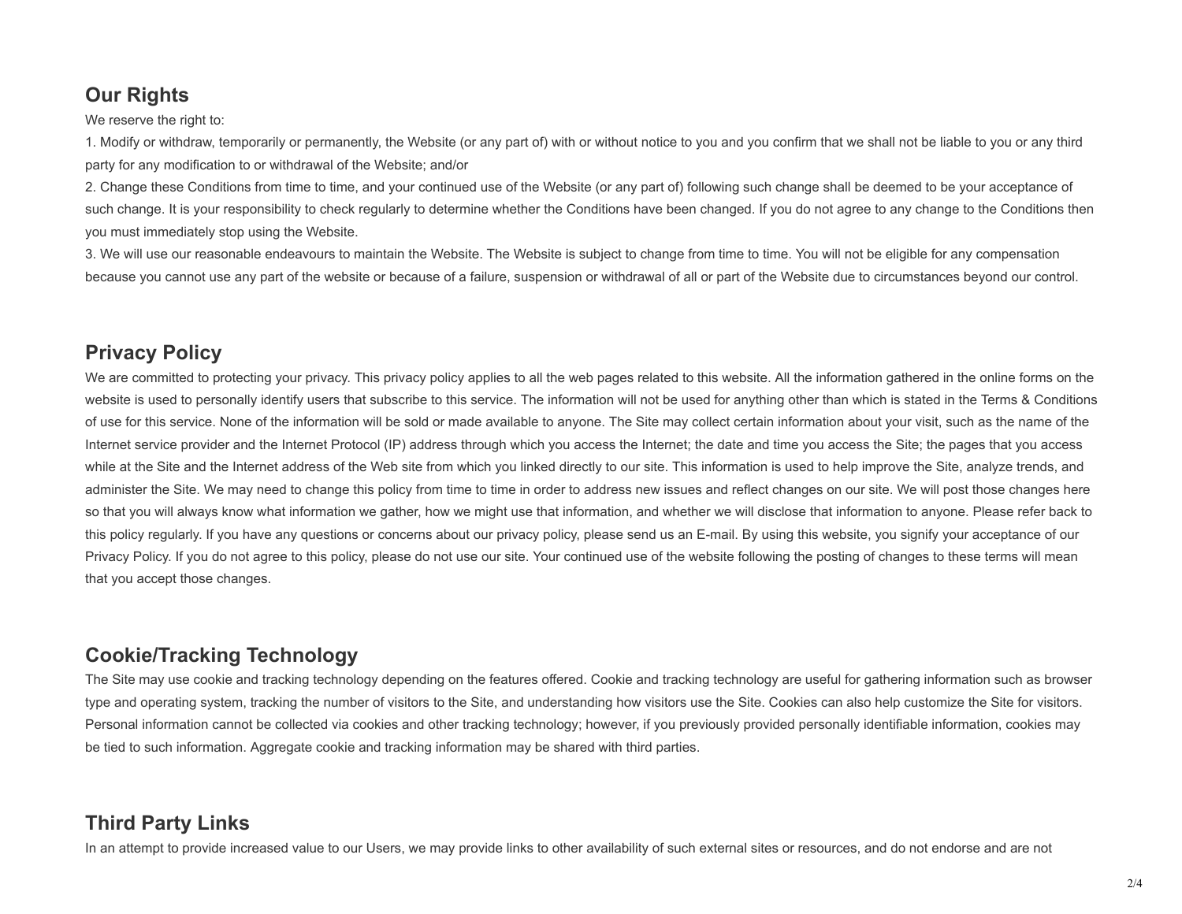## Our Rights

We reserve the right to:

1. Modify or withdraw, temporarily or permanently, the Website (or any part of) with or without notice to you and you confirm that we shall not be liable to you or any third party for any modification to or withdrawal of the Website; and/or
2. Change these Conditions from time to time, and your continued use of the Website (or any part of) following such change shall be deemed to be your acceptance of such change. It is your responsibility to check regularly to determine whether the Conditions have been changed. If you do not agree to any change to the Conditions then you must immediately stop using the Website.
3. We will use our reasonable endeavours to maintain the Website. The Website is subject to change from time to time. You will not be eligible for any compensation because you cannot use any part of the website or because of a failure, suspension or withdrawal of all or part of the Website due to circumstances beyond our control.

## Privacy Policy

We are committed to protecting your privacy. This privacy policy applies to all the web pages related to this website. All the information gathered in the online forms on the website is used to personally identify users that subscribe to this service. The information will not be used for anything other than which is stated in the Terms & Conditions of use for this service. None of the information will be sold or made available to anyone. The Site may collect certain information about your visit, such as the name of the Internet service provider and the Internet Protocol (IP) address through which you access the Internet; the date and time you access the Site; the pages that you access while at the Site and the Internet address of the Web site from which you linked directly to our site. This information is used to help improve the Site, analyze trends, and administer the Site. We may need to change this policy from time to time in order to address new issues and reflect changes on our site. We will post those changes here so that you will always know what information we gather, how we might use that information, and whether we will disclose that information to anyone. Please refer back to this policy regularly. If you have any questions or concerns about our privacy policy, please send us an E-mail. By using this website, you signify your acceptance of our Privacy Policy. If you do not agree to this policy, please do not use our site. Your continued use of the website following the posting of changes to these terms will mean that you accept those changes.

## Cookie/Tracking Technology

The Site may use cookie and tracking technology depending on the features offered. Cookie and tracking technology are useful for gathering information such as browser type and operating system, tracking the number of visitors to the Site, and understanding how visitors use the Site. Cookies can also help customize the Site for visitors. Personal information cannot be collected via cookies and other tracking technology; however, if you previously provided personally identifiable information, cookies may be tied to such information. Aggregate cookie and tracking information may be shared with third parties.

## Third Party Links

In an attempt to provide increased value to our Users, we may provide links to other availability of such external sites or resources, and do not endorse and are not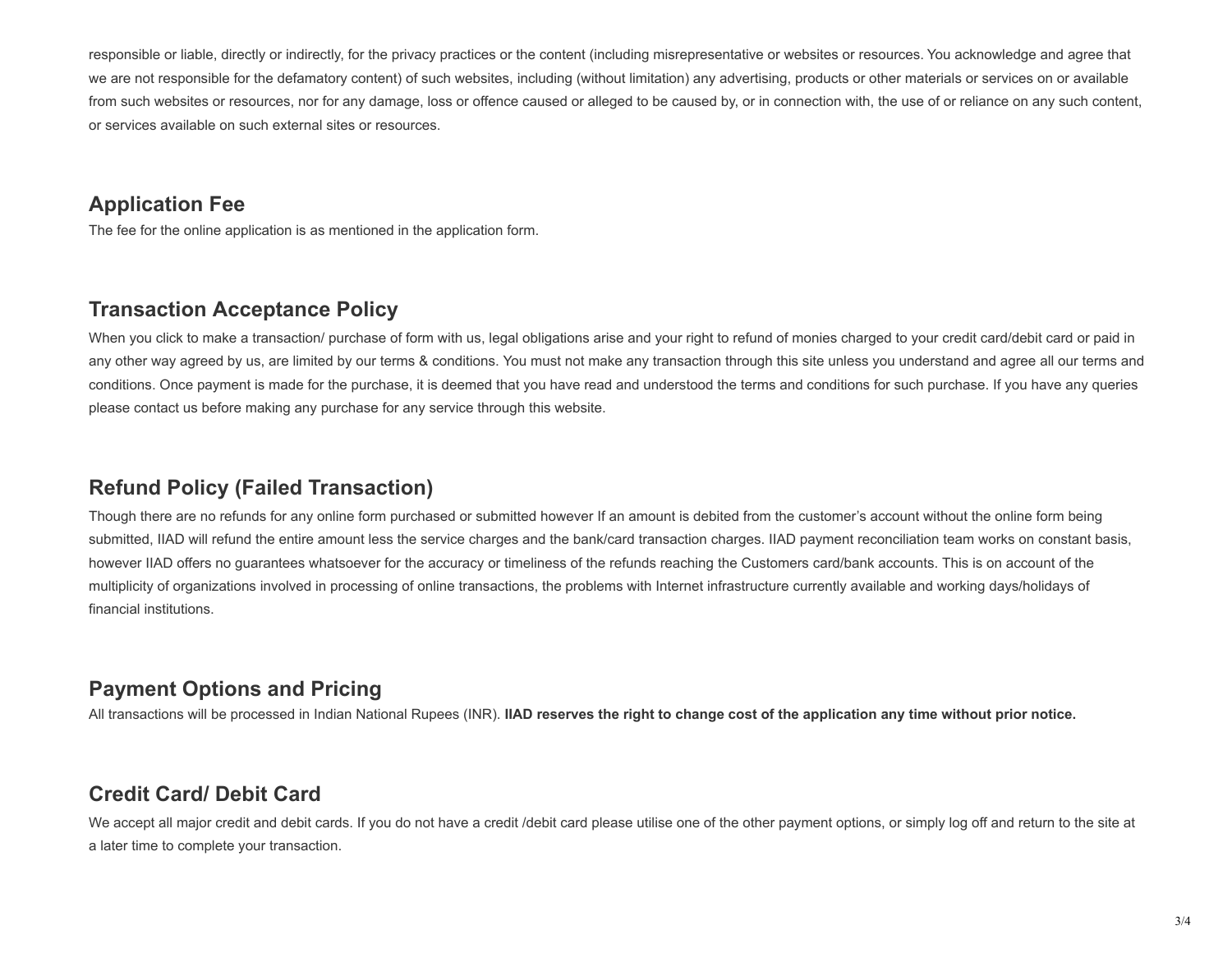responsible or liable, directly or indirectly, for the privacy practices or the content (including misrepresentative or websites or resources. You acknowledge and agree that we are not responsible for the defamatory content) of such websites, including (without limitation) any advertising, products or other materials or services on or available from such websites or resources, nor for any damage, loss or offence caused or alleged to be caused by, or in connection with, the use of or reliance on any such content, or services available on such external sites or resources.

## Application Fee

The fee for the online application is as mentioned in the application form.

## Transaction Acceptance Policy

When you click to make a transaction/ purchase of form with us, legal obligations arise and your right to refund of monies charged to your credit card/debit card or paid in any other way agreed by us, are limited by our terms & conditions. You must not make any transaction through this site unless you understand and agree all our terms and conditions. Once payment is made for the purchase, it is deemed that you have read and understood the terms and conditions for such purchase. If you have any queries please contact us before making any purchase for any service through this website.

## Refund Policy (Failed Transaction)

Though there are no refunds for any online form purchased or submitted however If an amount is debited from the customer's account without the online form being submitted, IIAD will refund the entire amount less the service charges and the bank/card transaction charges. IIAD payment reconciliation team works on constant basis, however IIAD offers no guarantees whatsoever for the accuracy or timeliness of the refunds reaching the Customers card/bank accounts. This is on account of the multiplicity of organizations involved in processing of online transactions, the problems with Internet infrastructure currently available and working days/holidays of financial institutions.

## Payment Options and Pricing

All transactions will be processed in Indian National Rupees (INR). **IIAD reserves the right to change cost of the application any time without prior notice.**

## Credit Card/ Debit Card

We accept all major credit and debit cards. If you do not have a credit /debit card please utilise one of the other payment options, or simply log off and return to the site at a later time to complete your transaction.